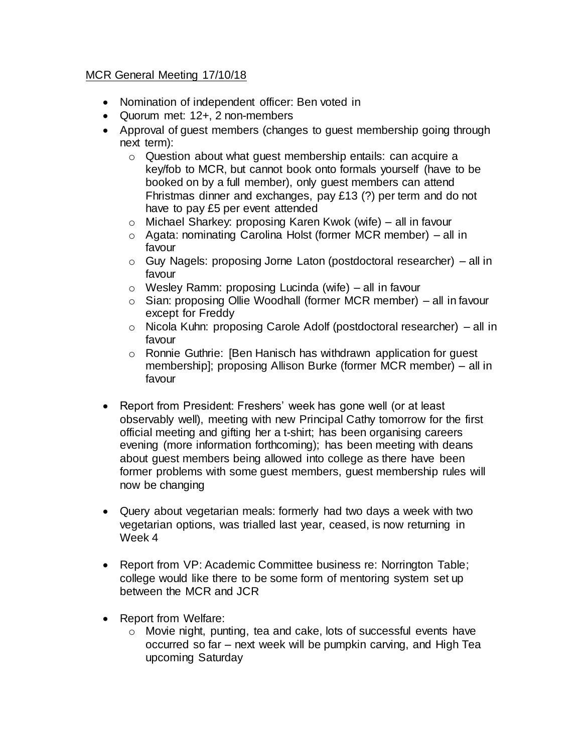MCR General Meeting 17/10/18

- Nomination of independent officer: Ben voted in
- Quorum met: 12+, 2 non-members
- Approval of guest members (changes to guest membership going through next term):
  - Question about what guest membership entails: can acquire a key/fob to MCR, but cannot book onto formals yourself (have to be booked on by a full member), only guest members can attend Fhristmas dinner and exchanges, pay £13 (?) per term and do not have to pay £5 per event attended
  - Michael Sharkey: proposing Karen Kwok (wife) – all in favour
  - Agata: nominating Carolina Holst (former MCR member) – all in favour
  - Guy Nagels: proposing Jorne Laton (postdoctoral researcher) – all in favour
  - Wesley Ramm: proposing Lucinda (wife) – all in favour
  - Sian: proposing Ollie Woodhall (former MCR member) – all in favour except for Freddy
  - Nicola Kuhn: proposing Carole Adolf (postdoctoral researcher) – all in favour
  - Ronnie Guthrie: [Ben Hanisch has withdrawn application for guest membership]; proposing Allison Burke (former MCR member) – all in favour

- Report from President: Freshers' week has gone well (or at least observably well), meeting with new Principal Cathy tomorrow for the first official meeting and gifting her a t-shirt; has been organising careers evening (more information forthcoming); has been meeting with deans about guest members being allowed into college as there have been former problems with some guest members, guest membership rules will now be changing

- Query about vegetarian meals: formerly had two days a week with two vegetarian options, was trialled last year, ceased, is now returning in Week 4

- Report from VP: Academic Committee business re: Norrington Table; college would like there to be some form of mentoring system set up between the MCR and JCR

- Report from Welfare:
  - Movie night, punting, tea and cake, lots of successful events have occurred so far – next week will be pumpkin carving, and High Tea upcoming Saturday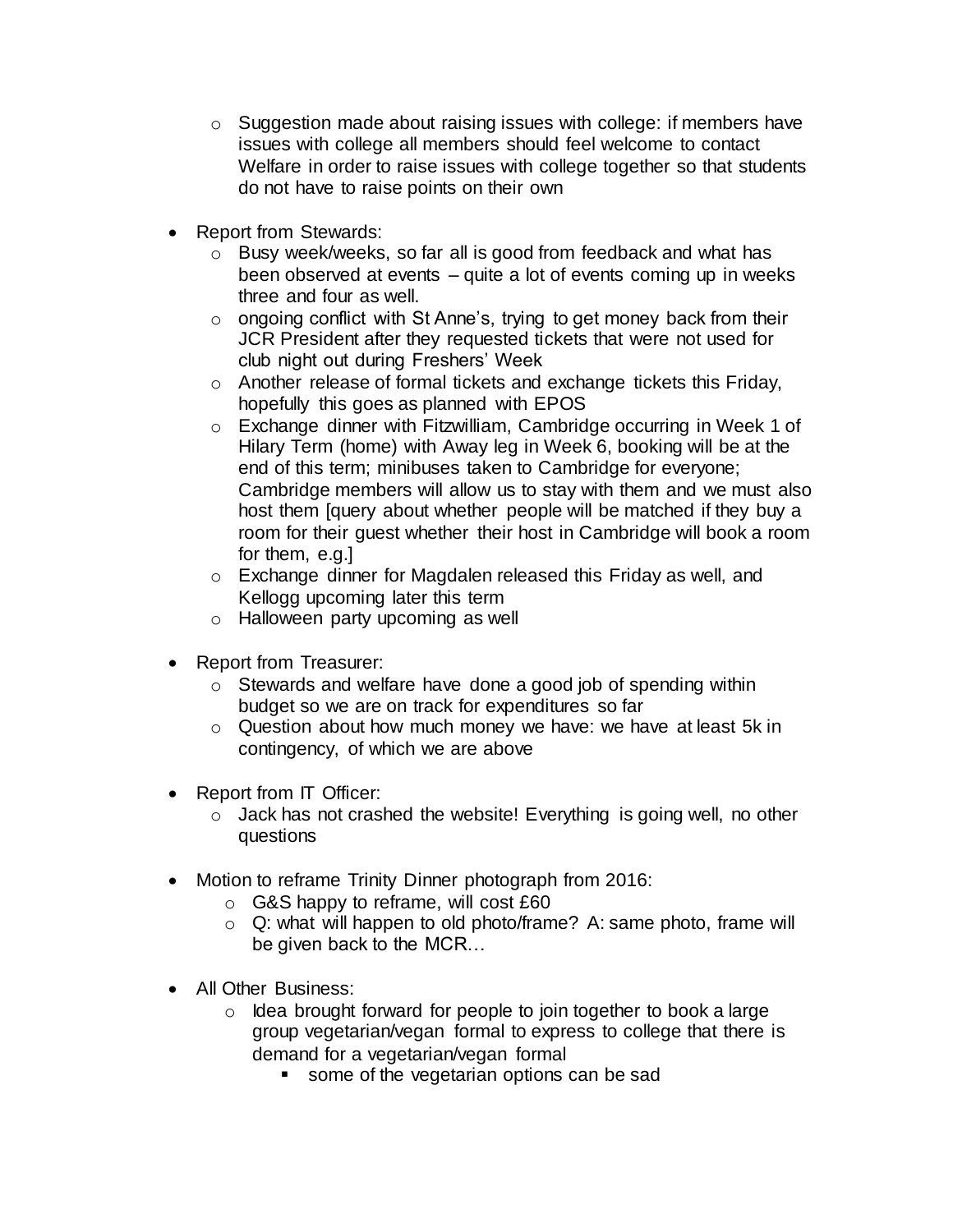- Suggestion made about raising issues with college: if members have issues with college all members should feel welcome to contact Welfare in order to raise issues with college together so that students do not have to raise points on their own

- Report from Stewards:
    - Busy week/weeks, so far all is good from feedback and what has been observed at events – quite a lot of events coming up in weeks three and four as well.
    - ongoing conflict with St Anne's, trying to get money back from their JCR President after they requested tickets that were not used for club night out during Freshers' Week
    - Another release of formal tickets and exchange tickets this Friday, hopefully this goes as planned with EPOS
    - Exchange dinner with Fitzwilliam, Cambridge occurring in Week 1 of Hilary Term (home) with Away leg in Week 6, booking will be at the end of this term; minibuses taken to Cambridge for everyone; Cambridge members will allow us to stay with them and we must also host them [query about whether people will be matched if they buy a room for their guest whether their host in Cambridge will book a room for them, e.g.]
    - Exchange dinner for Magdalen released this Friday as well, and Kellogg upcoming later this term
    - Halloween party upcoming as well

- Report from Treasurer:
    - Stewards and welfare have done a good job of spending within budget so we are on track for expenditures so far
    - Question about how much money we have: we have at least 5k in contingency, of which we are above

- Report from IT Officer:
    - Jack has not crashed the website! Everything is going well, no other questions

- Motion to reframe Trinity Dinner photograph from 2016:
    - G&S happy to reframe, will cost £60
    - Q: what will happen to old photo/frame? A: same photo, frame will be given back to the MCR…

- All Other Business:
    - Idea brought forward for people to join together to book a large group vegetarian/vegan formal to express to college that there is demand for a vegetarian/vegan formal
        - some of the vegetarian options can be sad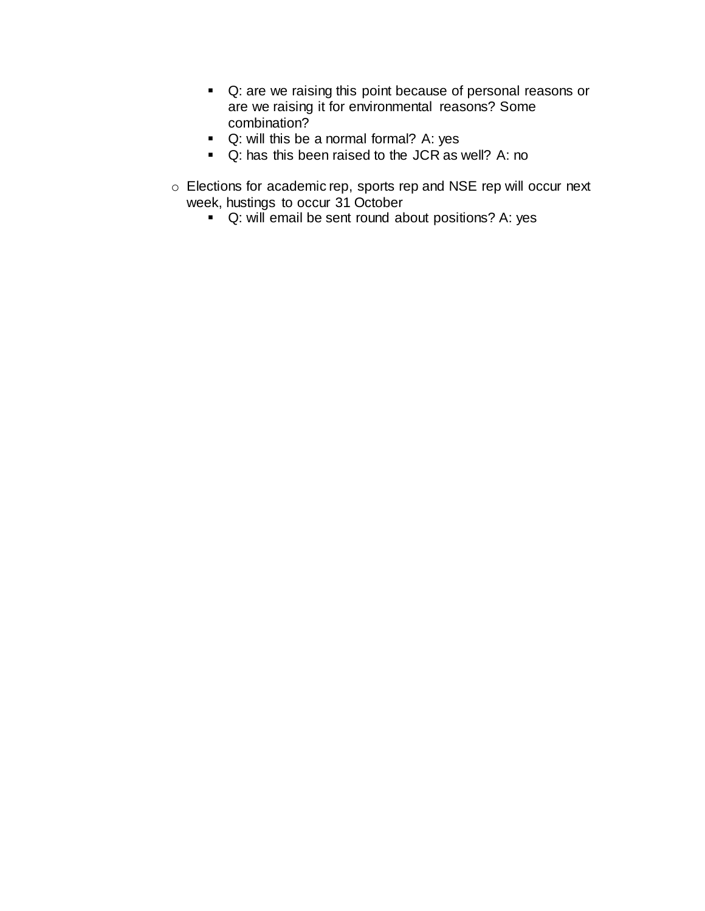- Q: are we raising this point because of personal reasons or are we raising it for environmental reasons? Some combination?
    - Q: will this be a normal formal? A: yes
    - Q: has this been raised to the JCR as well? A: no

  - Elections for academic rep, sports rep and NSE rep will occur next week, hustings to occur 31 October
    - Q: will email be sent round about positions? A: yes